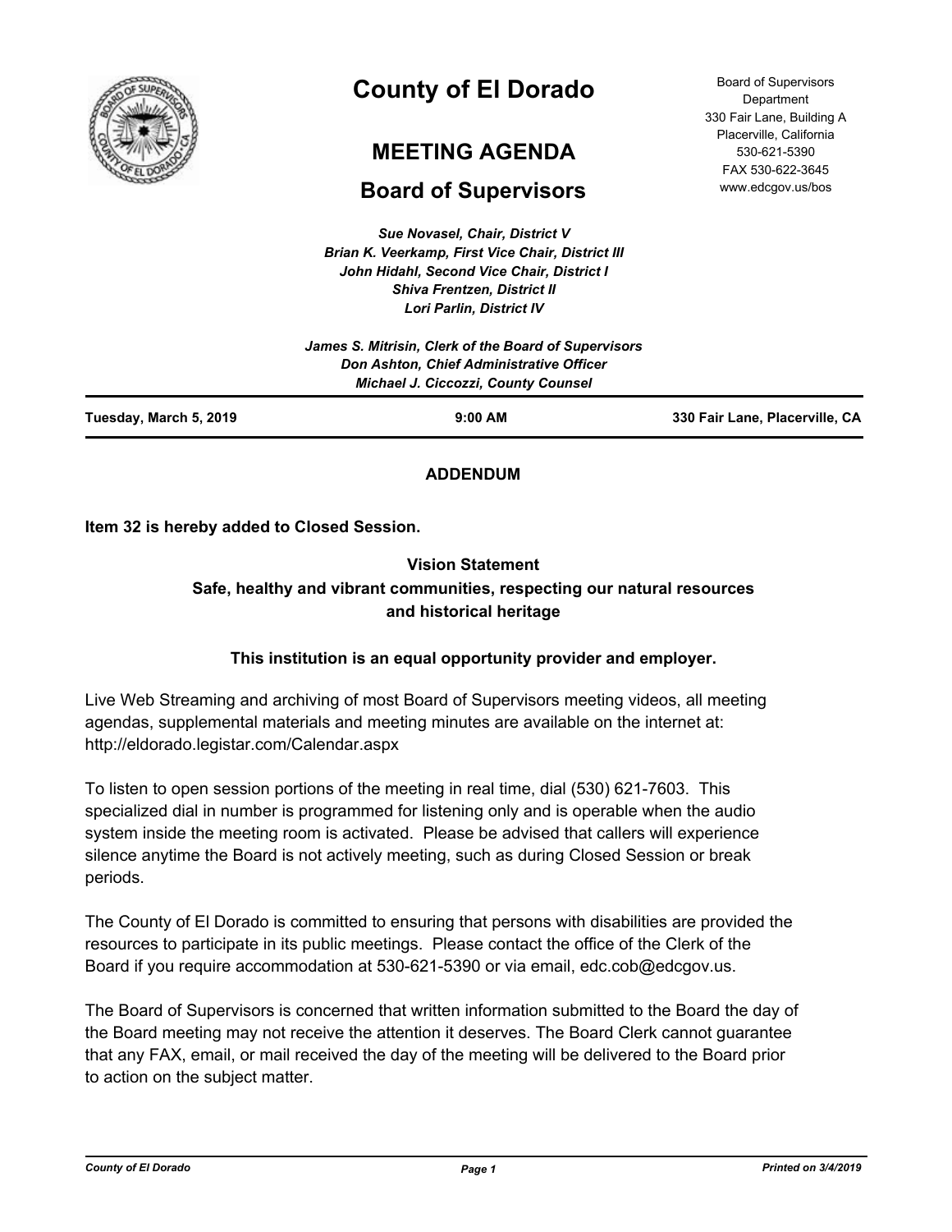# County of El Dorado

## MEETING AGENDA

## Board of Supervisors

Board of Supervisors Department
330 Fair Lane, Building A
Placerville, California
530-621-5390
FAX 530-622-3645
www.edcgov.us/bos

*Sue Novasel, Chair, District V*
*Brian K. Veerkamp, First Vice Chair, District III*
*John Hidahl, Second Vice Chair, District I*
*Shiva Frentzen, District II*
*Lori Parlin, District IV*

*James S. Mitrisin, Clerk of the Board of Supervisors*
*Don Ashton, Chief Administrative Officer*
*Michael J. Ciccozzi, County Counsel*

**Tuesday, March 5, 2019** **9:00 AM** **330 Fair Lane, Placerville, CA**

**ADDENDUM**

**Item 32 is hereby added to Closed Session.**

**Vision Statement**
**Safe, healthy and vibrant communities, respecting our natural resources and historical heritage**

**This institution is an equal opportunity provider and employer.**

Live Web Streaming and archiving of most Board of Supervisors meeting videos, all meeting agendas, supplemental materials and meeting minutes are available on the internet at: http://eldorado.legistar.com/Calendar.aspx

To listen to open session portions of the meeting in real time, dial (530) 621-7603. This specialized dial in number is programmed for listening only and is operable when the audio system inside the meeting room is activated. Please be advised that callers will experience silence anytime the Board is not actively meeting, such as during Closed Session or break periods.

The County of El Dorado is committed to ensuring that persons with disabilities are provided the resources to participate in its public meetings. Please contact the office of the Clerk of the Board if you require accommodation at 530-621-5390 or via email, edc.cob@edcgov.us.

The Board of Supervisors is concerned that written information submitted to the Board the day of the Board meeting may not receive the attention it deserves. The Board Clerk cannot guarantee that any FAX, email, or mail received the day of the meeting will be delivered to the Board prior to action on the subject matter.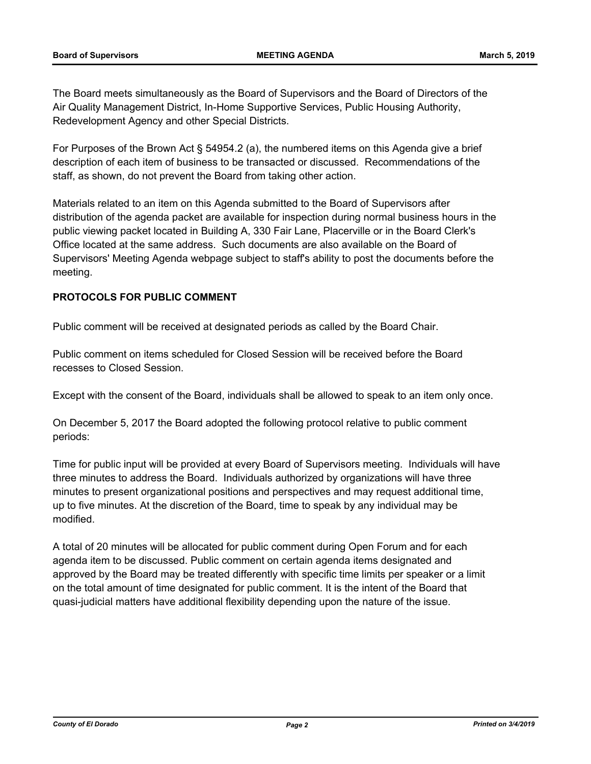The Board meets simultaneously as the Board of Supervisors and the Board of Directors of the Air Quality Management District, In-Home Supportive Services, Public Housing Authority, Redevelopment Agency and other Special Districts.

For Purposes of the Brown Act § 54954.2 (a), the numbered items on this Agenda give a brief description of each item of business to be transacted or discussed. Recommendations of the staff, as shown, do not prevent the Board from taking other action.

Materials related to an item on this Agenda submitted to the Board of Supervisors after distribution of the agenda packet are available for inspection during normal business hours in the public viewing packet located in Building A, 330 Fair Lane, Placerville or in the Board Clerk's Office located at the same address. Such documents are also available on the Board of Supervisors' Meeting Agenda webpage subject to staff's ability to post the documents before the meeting.

**PROTOCOLS FOR PUBLIC COMMENT**

Public comment will be received at designated periods as called by the Board Chair.

Public comment on items scheduled for Closed Session will be received before the Board recesses to Closed Session.

Except with the consent of the Board, individuals shall be allowed to speak to an item only once.

On December 5, 2017 the Board adopted the following protocol relative to public comment periods:

Time for public input will be provided at every Board of Supervisors meeting. Individuals will have three minutes to address the Board. Individuals authorized by organizations will have three minutes to present organizational positions and perspectives and may request additional time, up to five minutes. At the discretion of the Board, time to speak by any individual may be modified.

A total of 20 minutes will be allocated for public comment during Open Forum and for each agenda item to be discussed. Public comment on certain agenda items designated and approved by the Board may be treated differently with specific time limits per speaker or a limit on the total amount of time designated for public comment. It is the intent of the Board that quasi-judicial matters have additional flexibility depending upon the nature of the issue.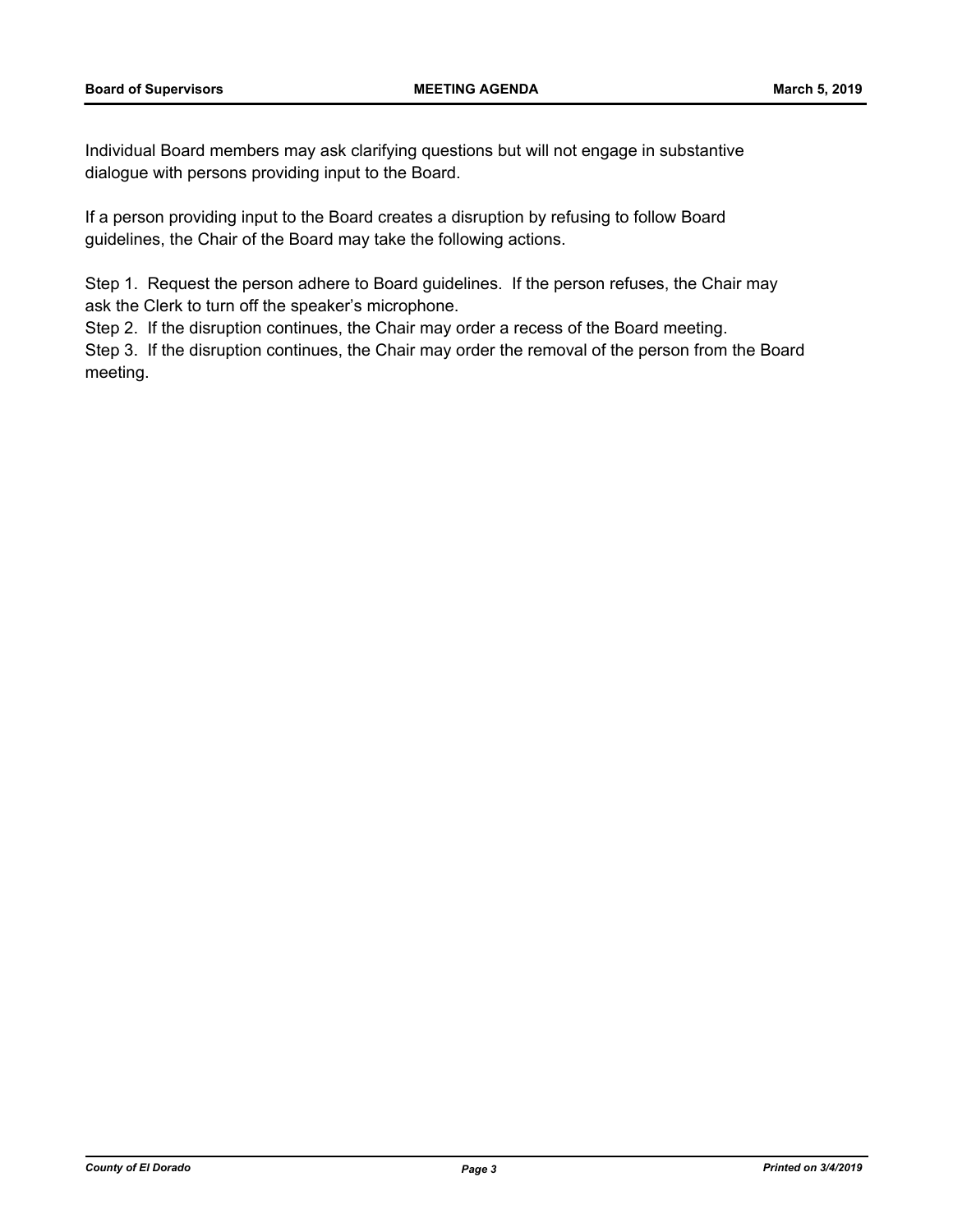Individual Board members may ask clarifying questions but will not engage in substantive dialogue with persons providing input to the Board.

If a person providing input to the Board creates a disruption by refusing to follow Board guidelines, the Chair of the Board may take the following actions.

Step 1. Request the person adhere to Board guidelines. If the person refuses, the Chair may ask the Clerk to turn off the speaker's microphone.

Step 2. If the disruption continues, the Chair may order a recess of the Board meeting.

Step 3. If the disruption continues, the Chair may order the removal of the person from the Board meeting.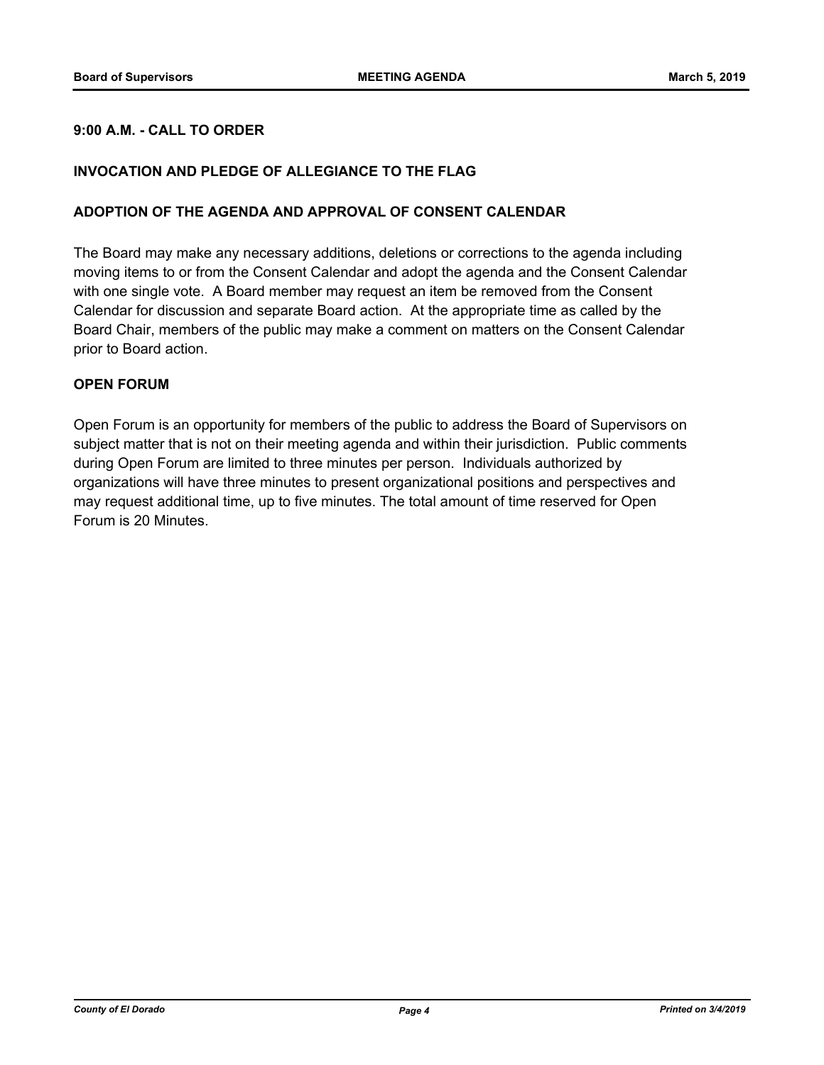**9:00 A.M. - CALL TO ORDER**

**INVOCATION AND PLEDGE OF ALLEGIANCE TO THE FLAG**

**ADOPTION OF THE AGENDA AND APPROVAL OF CONSENT CALENDAR**

The Board may make any necessary additions, deletions or corrections to the agenda including moving items to or from the Consent Calendar and adopt the agenda and the Consent Calendar with one single vote. A Board member may request an item be removed from the Consent Calendar for discussion and separate Board action. At the appropriate time as called by the Board Chair, members of the public may make a comment on matters on the Consent Calendar prior to Board action.

**OPEN FORUM**

Open Forum is an opportunity for members of the public to address the Board of Supervisors on subject matter that is not on their meeting agenda and within their jurisdiction. Public comments during Open Forum are limited to three minutes per person. Individuals authorized by organizations will have three minutes to present organizational positions and perspectives and may request additional time, up to five minutes. The total amount of time reserved for Open Forum is 20 Minutes.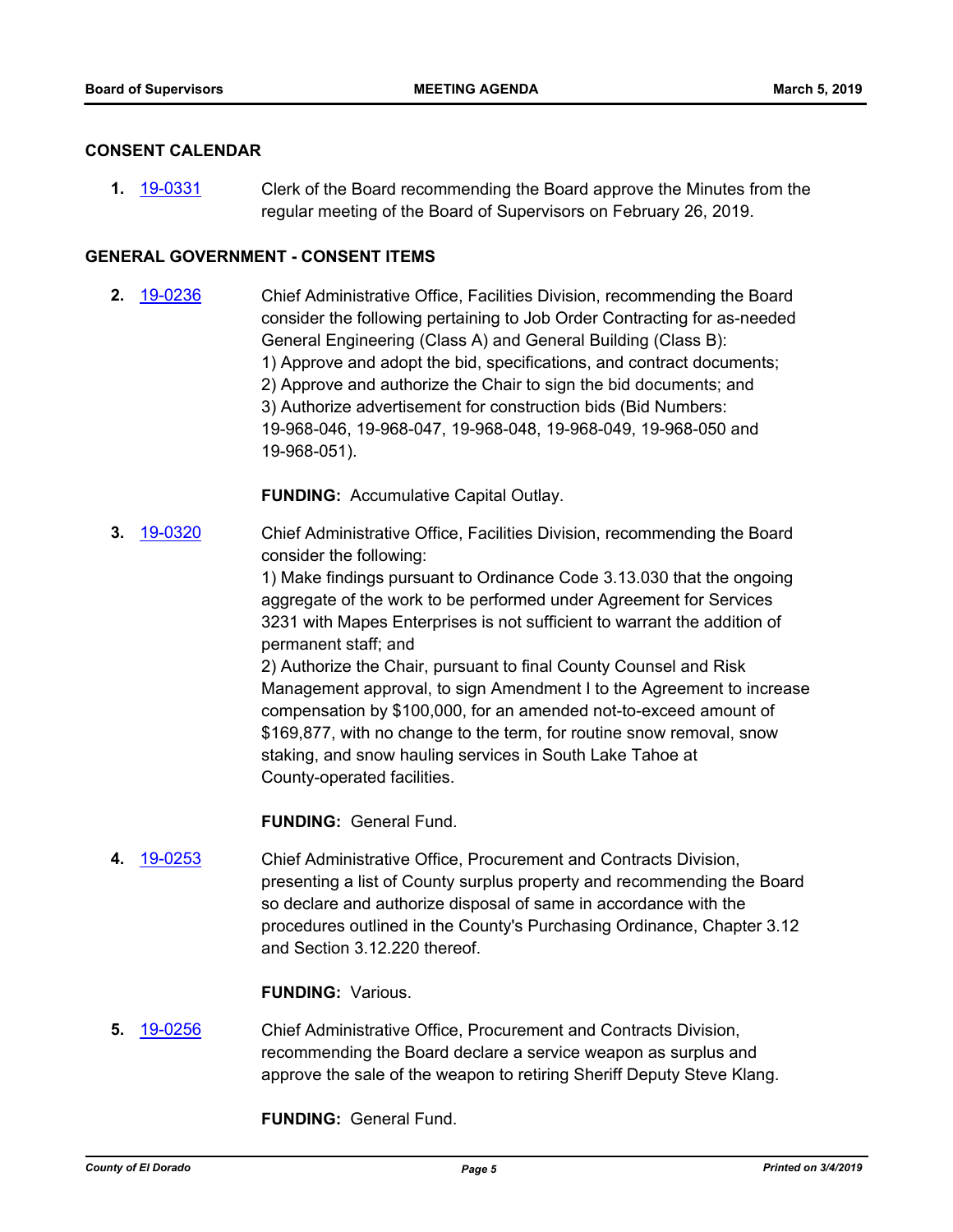## CONSENT CALENDAR

**1.** [19-0331] Clerk of the Board recommending the Board approve the Minutes from the regular meeting of the Board of Supervisors on February 26, 2019.

## GENERAL GOVERNMENT - CONSENT ITEMS

**2.** [19-0236] Chief Administrative Office, Facilities Division, recommending the Board consider the following pertaining to Job Order Contracting for as-needed General Engineering (Class A) and General Building (Class B):
1) Approve and adopt the bid, specifications, and contract documents;
2) Approve and authorize the Chair to sign the bid documents; and
3) Authorize advertisement for construction bids (Bid Numbers: 19-968-046, 19-968-047, 19-968-048, 19-968-049, 19-968-050 and 19-968-051).

**FUNDING:** Accumulative Capital Outlay.

**3.** [19-0320] Chief Administrative Office, Facilities Division, recommending the Board consider the following:
1) Make findings pursuant to Ordinance Code 3.13.030 that the ongoing aggregate of the work to be performed under Agreement for Services 3231 with Mapes Enterprises is not sufficient to warrant the addition of permanent staff; and
2) Authorize the Chair, pursuant to final County Counsel and Risk Management approval, to sign Amendment I to the Agreement to increase compensation by $100,000, for an amended not-to-exceed amount of $169,877, with no change to the term, for routine snow removal, snow staking, and snow hauling services in South Lake Tahoe at County-operated facilities.

**FUNDING:** General Fund.

**4.** [19-0253] Chief Administrative Office, Procurement and Contracts Division, presenting a list of County surplus property and recommending the Board so declare and authorize disposal of same in accordance with the procedures outlined in the County's Purchasing Ordinance, Chapter 3.12 and Section 3.12.220 thereof.

**FUNDING:** Various.

**5.** [19-0256] Chief Administrative Office, Procurement and Contracts Division, recommending the Board declare a service weapon as surplus and approve the sale of the weapon to retiring Sheriff Deputy Steve Klang.

**FUNDING:** General Fund.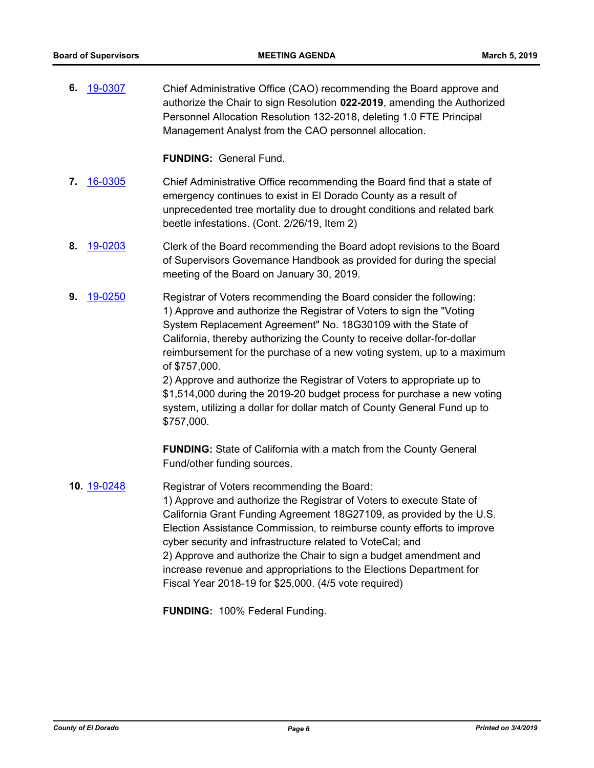6. 19-0307 Chief Administrative Office (CAO) recommending the Board approve and authorize the Chair to sign Resolution **022-2019**, amending the Authorized Personnel Allocation Resolution 132-2018, deleting 1.0 FTE Principal Management Analyst from the CAO personnel allocation.

   **FUNDING:** General Fund.

7. 16-0305 Chief Administrative Office recommending the Board find that a state of emergency continues to exist in El Dorado County as a result of unprecedented tree mortality due to drought conditions and related bark beetle infestations. (Cont. 2/26/19, Item 2)

8. 19-0203 Clerk of the Board recommending the Board adopt revisions to the Board of Supervisors Governance Handbook as provided for during the special meeting of the Board on January 30, 2019.

9. 19-0250 Registrar of Voters recommending the Board consider the following:
   1) Approve and authorize the Registrar of Voters to sign the "Voting System Replacement Agreement" No. 18G30109 with the State of California, thereby authorizing the County to receive dollar-for-dollar reimbursement for the purchase of a new voting system, up to a maximum of $757,000.
   2) Approve and authorize the Registrar of Voters to appropriate up to $1,514,000 during the 2019-20 budget process for purchase a new voting system, utilizing a dollar for dollar match of County General Fund up to $757,000.

   **FUNDING:** State of California with a match from the County General Fund/other funding sources.

10. 19-0248 Registrar of Voters recommending the Board:
    1) Approve and authorize the Registrar of Voters to execute State of California Grant Funding Agreement 18G27109, as provided by the U.S. Election Assistance Commission, to reimburse county efforts to improve cyber security and infrastructure related to VoteCal; and
    2) Approve and authorize the Chair to sign a budget amendment and increase revenue and appropriations to the Elections Department for Fiscal Year 2018-19 for $25,000. (4/5 vote required)

    **FUNDING:** 100% Federal Funding.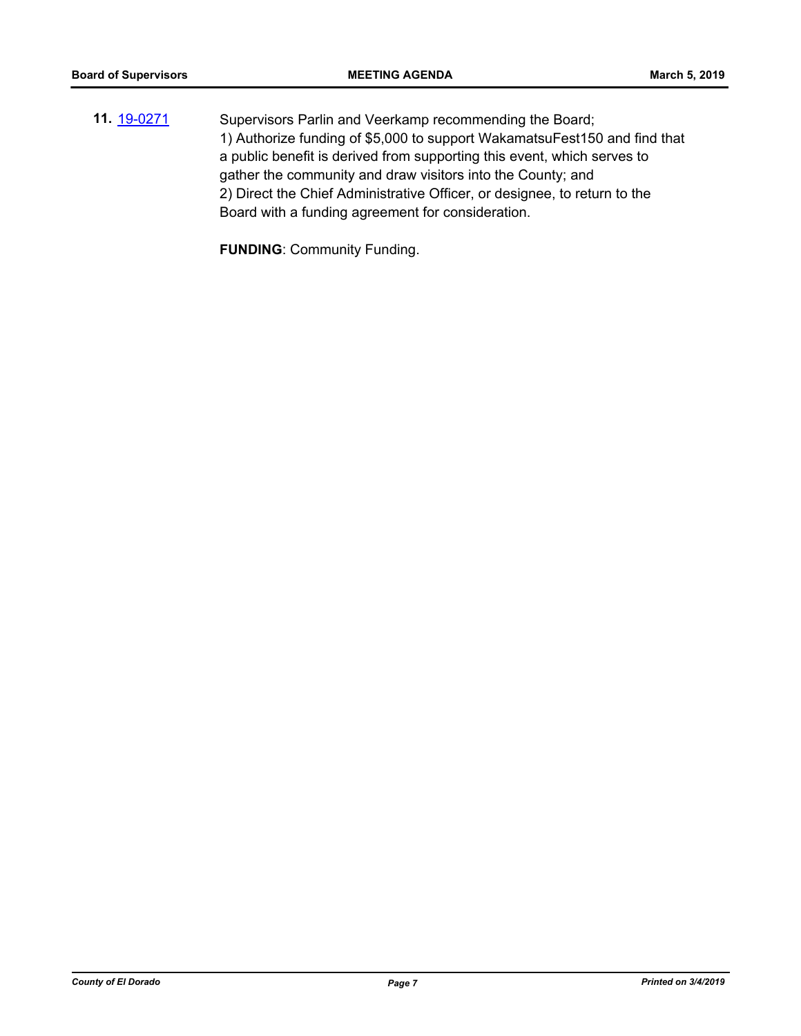**11.** [19-0271]

Supervisors Parlin and Veerkamp recommending the Board;
1) Authorize funding of $5,000 to support WakamatsuFest150 and find that a public benefit is derived from supporting this event, which serves to gather the community and draw visitors into the County; and
2) Direct the Chief Administrative Officer, or designee, to return to the Board with a funding agreement for consideration.

**FUNDING**: Community Funding.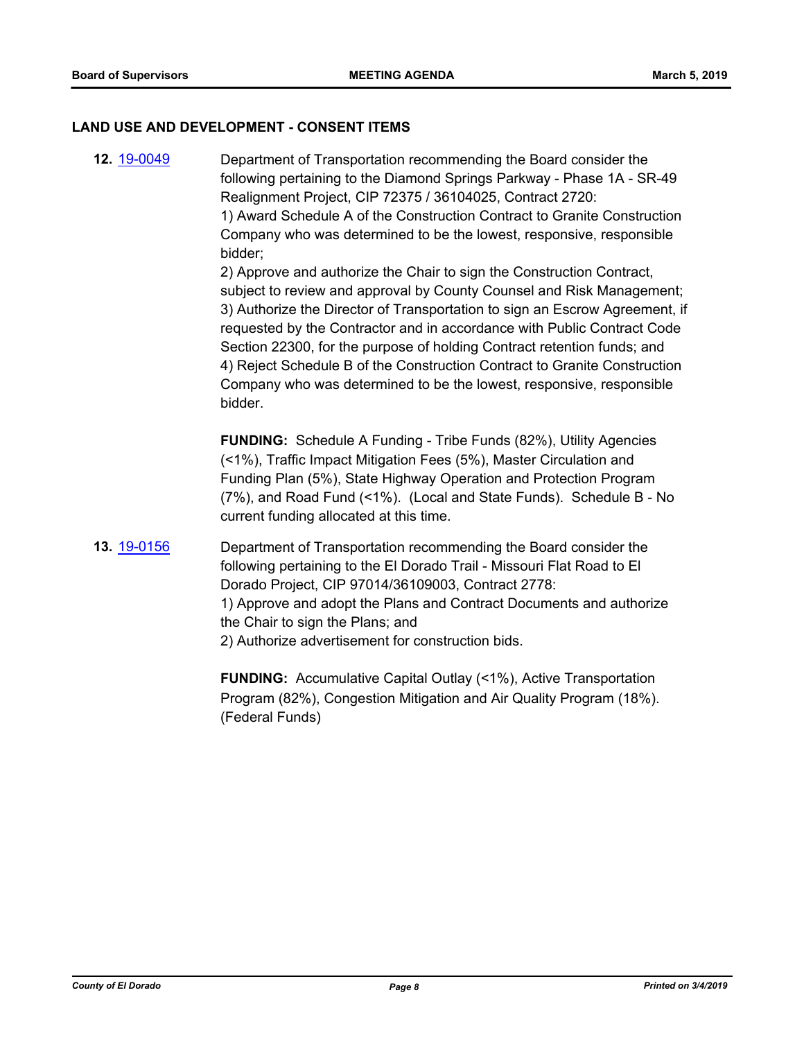## LAND USE AND DEVELOPMENT - CONSENT ITEMS

**12.** 19-0049

Department of Transportation recommending the Board consider the following pertaining to the Diamond Springs Parkway - Phase 1A - SR-49 Realignment Project, CIP 72375 / 36104025, Contract 2720:
1) Award Schedule A of the Construction Contract to Granite Construction Company who was determined to be the lowest, responsive, responsible bidder;
2) Approve and authorize the Chair to sign the Construction Contract, subject to review and approval by County Counsel and Risk Management;
3) Authorize the Director of Transportation to sign an Escrow Agreement, if requested by the Contractor and in accordance with Public Contract Code Section 22300, for the purpose of holding Contract retention funds; and
4) Reject Schedule B of the Construction Contract to Granite Construction Company who was determined to be the lowest, responsive, responsible bidder.

**FUNDING:** Schedule A Funding - Tribe Funds (82%), Utility Agencies (<1%), Traffic Impact Mitigation Fees (5%), Master Circulation and Funding Plan (5%), State Highway Operation and Protection Program (7%), and Road Fund (<1%). (Local and State Funds). Schedule B - No current funding allocated at this time.

**13.** 19-0156

Department of Transportation recommending the Board consider the following pertaining to the El Dorado Trail - Missouri Flat Road to El Dorado Project, CIP 97014/36109003, Contract 2778:
1) Approve and adopt the Plans and Contract Documents and authorize the Chair to sign the Plans; and
2) Authorize advertisement for construction bids.

**FUNDING:** Accumulative Capital Outlay (<1%), Active Transportation Program (82%), Congestion Mitigation and Air Quality Program (18%). (Federal Funds)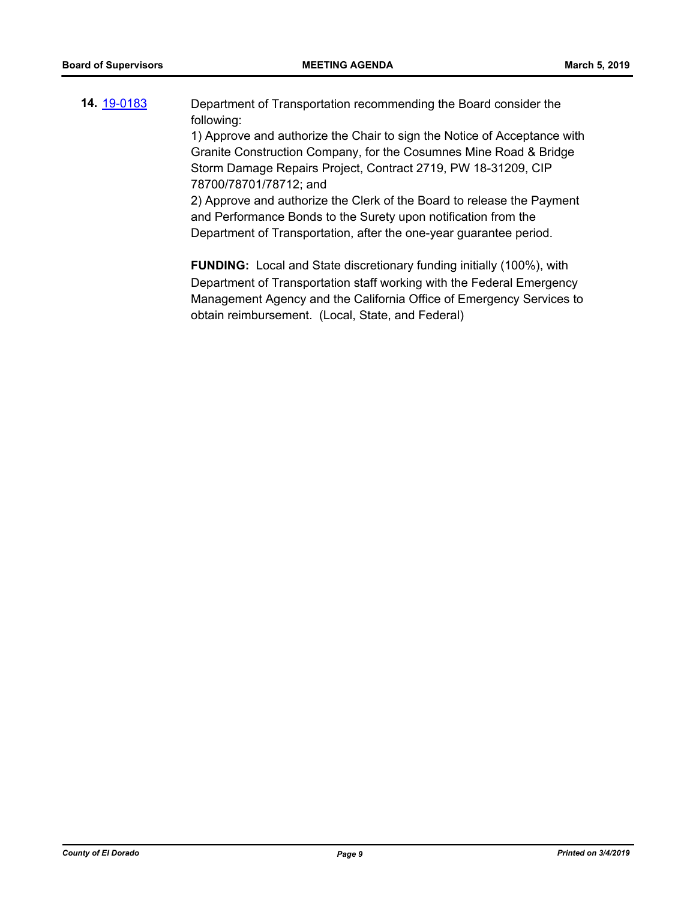**14.** [19-0183](19-0183)

Department of Transportation recommending the Board consider the following:

1) Approve and authorize the Chair to sign the Notice of Acceptance with Granite Construction Company, for the Cosumnes Mine Road & Bridge Storm Damage Repairs Project, Contract 2719, PW 18-31209, CIP 78700/78701/78712; and

2) Approve and authorize the Clerk of the Board to release the Payment and Performance Bonds to the Surety upon notification from the Department of Transportation, after the one-year guarantee period.

**FUNDING:** Local and State discretionary funding initially (100%), with Department of Transportation staff working with the Federal Emergency Management Agency and the California Office of Emergency Services to obtain reimbursement. (Local, State, and Federal)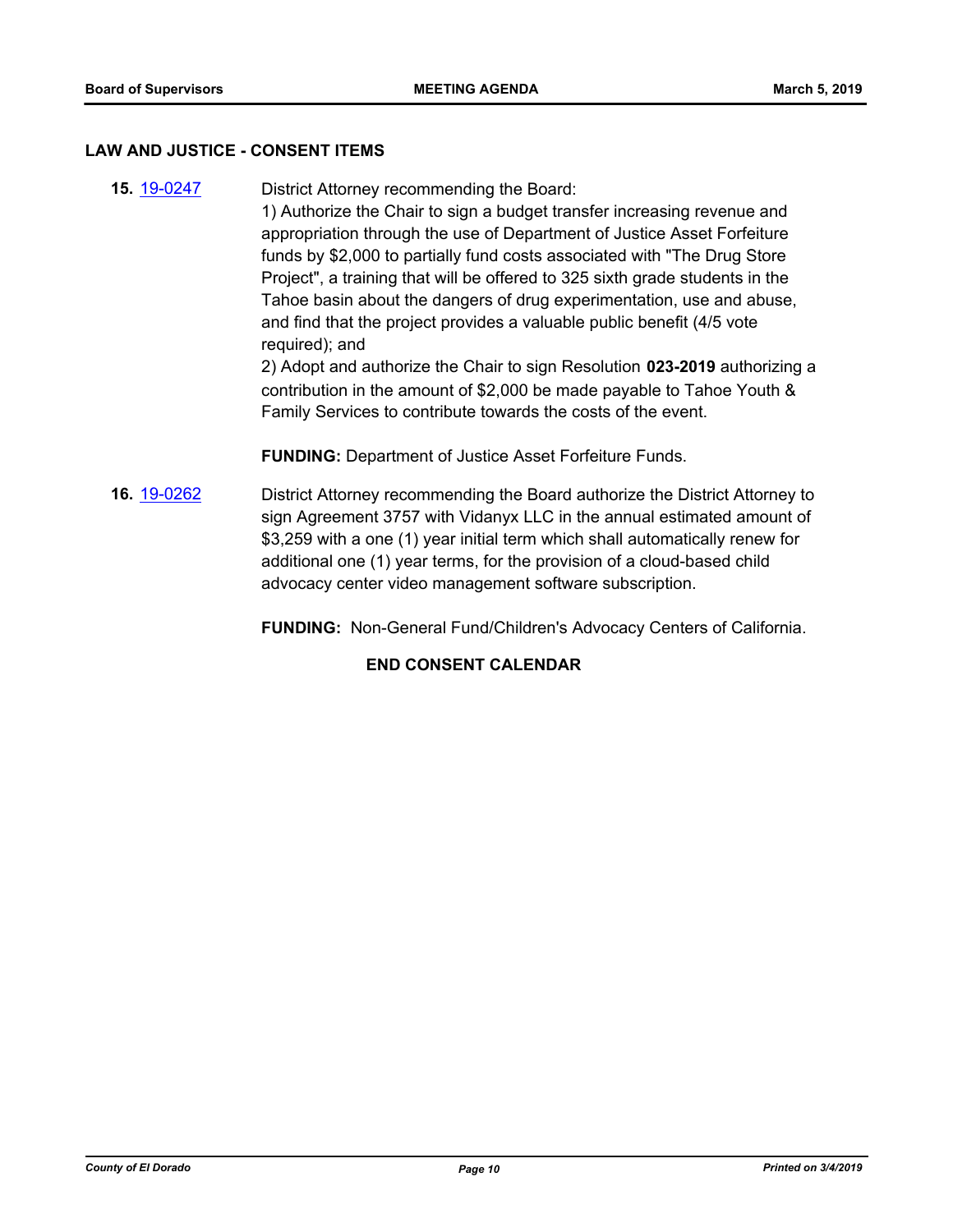### LAW AND JUSTICE - CONSENT ITEMS

**15.** 19-0247

District Attorney recommending the Board:

1) Authorize the Chair to sign a budget transfer increasing revenue and appropriation through the use of Department of Justice Asset Forfeiture funds by $2,000 to partially fund costs associated with "The Drug Store Project", a training that will be offered to 325 sixth grade students in the Tahoe basin about the dangers of drug experimentation, use and abuse, and find that the project provides a valuable public benefit (4/5 vote required); and

2) Adopt and authorize the Chair to sign Resolution **023-2019** authorizing a contribution in the amount of $2,000 be made payable to Tahoe Youth & Family Services to contribute towards the costs of the event.

**FUNDING:** Department of Justice Asset Forfeiture Funds.

**16.** 19-0262

District Attorney recommending the Board authorize the District Attorney to sign Agreement 3757 with Vidanyx LLC in the annual estimated amount of $3,259 with a one (1) year initial term which shall automatically renew for additional one (1) year terms, for the provision of a cloud-based child advocacy center video management software subscription.

**FUNDING:** Non-General Fund/Children's Advocacy Centers of California.

**END CONSENT CALENDAR**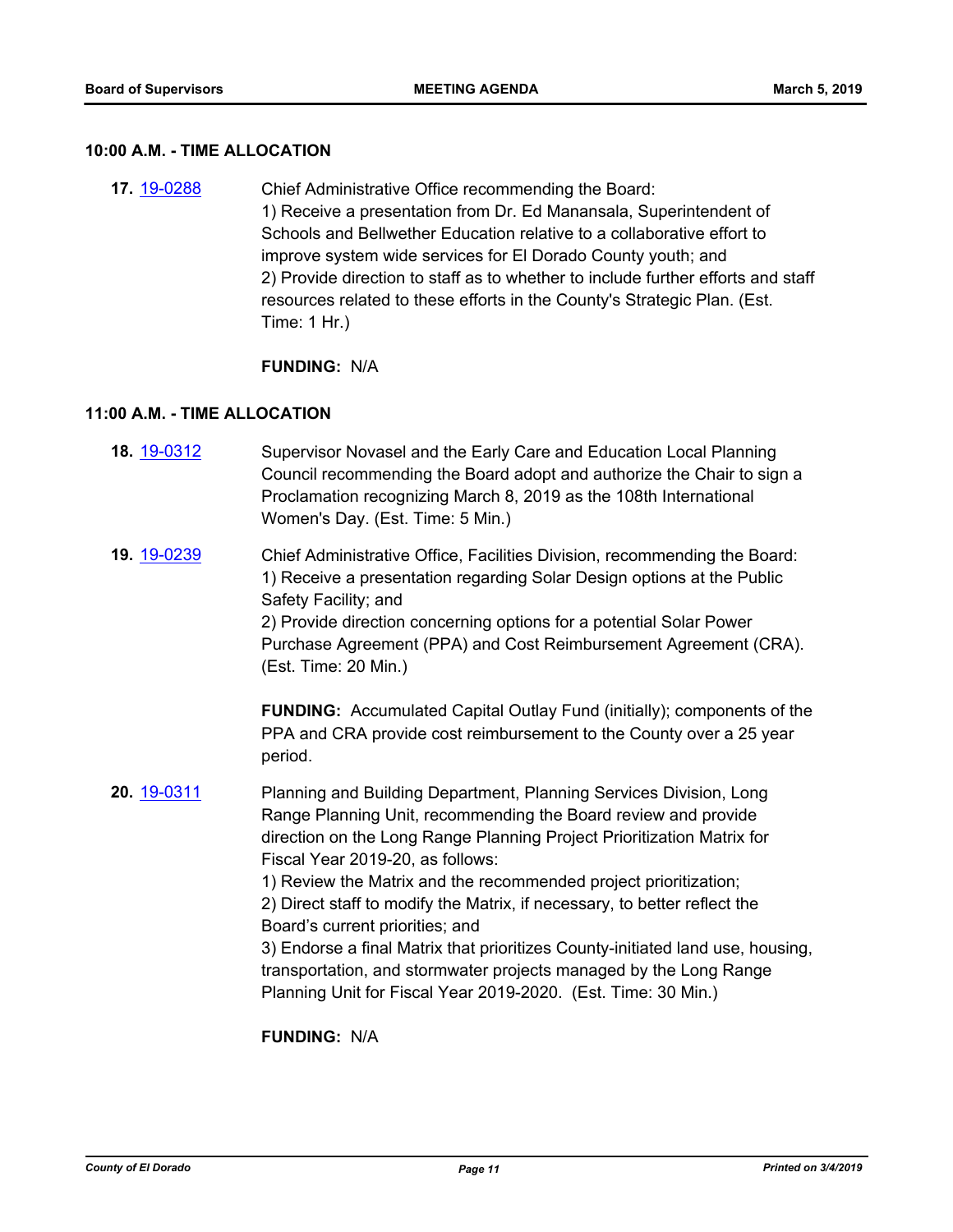### 10:00 A.M. - TIME ALLOCATION

**17.** 19-0288 Chief Administrative Office recommending the Board:
1) Receive a presentation from Dr. Ed Manansala, Superintendent of Schools and Bellwether Education relative to a collaborative effort to improve system wide services for El Dorado County youth; and
2) Provide direction to staff as to whether to include further efforts and staff resources related to these efforts in the County's Strategic Plan. (Est. Time: 1 Hr.)

**FUNDING:** N/A

### 11:00 A.M. - TIME ALLOCATION

**18.** 19-0312 Supervisor Novasel and the Early Care and Education Local Planning Council recommending the Board adopt and authorize the Chair to sign a Proclamation recognizing March 8, 2019 as the 108th International Women's Day. (Est. Time: 5 Min.)

**19.** 19-0239 Chief Administrative Office, Facilities Division, recommending the Board:
1) Receive a presentation regarding Solar Design options at the Public Safety Facility; and
2) Provide direction concerning options for a potential Solar Power Purchase Agreement (PPA) and Cost Reimbursement Agreement (CRA). (Est. Time: 20 Min.)

**FUNDING:** Accumulated Capital Outlay Fund (initially); components of the PPA and CRA provide cost reimbursement to the County over a 25 year period.

**20.** 19-0311 Planning and Building Department, Planning Services Division, Long Range Planning Unit, recommending the Board review and provide direction on the Long Range Planning Project Prioritization Matrix for Fiscal Year 2019-20, as follows:
1) Review the Matrix and the recommended project prioritization;
2) Direct staff to modify the Matrix, if necessary, to better reflect the Board's current priorities; and
3) Endorse a final Matrix that prioritizes County-initiated land use, housing, transportation, and stormwater projects managed by the Long Range Planning Unit for Fiscal Year 2019-2020. (Est. Time: 30 Min.)

**FUNDING:** N/A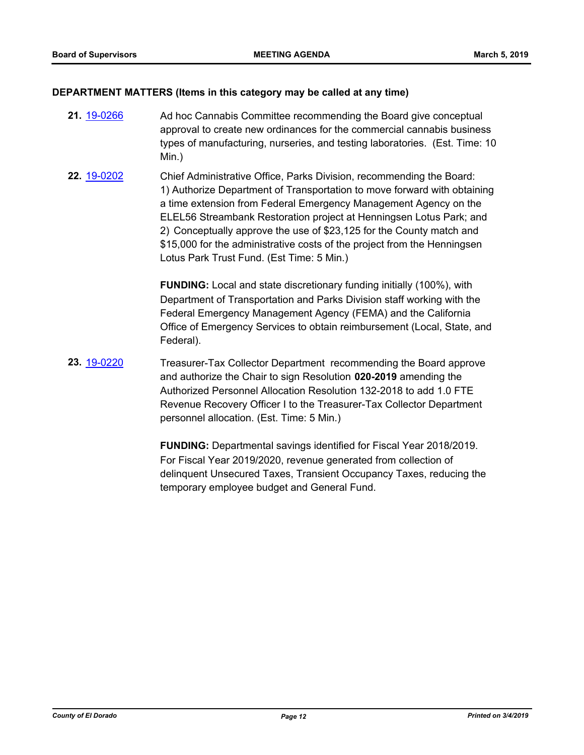## DEPARTMENT MATTERS (Items in this category may be called at any time)

**21.** 19-0266 Ad hoc Cannabis Committee recommending the Board give conceptual approval to create new ordinances for the commercial cannabis business types of manufacturing, nurseries, and testing laboratories. (Est. Time: 10 Min.)

**22.** 19-0202 Chief Administrative Office, Parks Division, recommending the Board:
1) Authorize Department of Transportation to move forward with obtaining a time extension from Federal Emergency Management Agency on the ELEL56 Streambank Restoration project at Henningsen Lotus Park; and
2) Conceptually approve the use of $23,125 for the County match and $15,000 for the administrative costs of the project from the Henningsen Lotus Park Trust Fund. (Est Time: 5 Min.)

**FUNDING:** Local and state discretionary funding initially (100%), with Department of Transportation and Parks Division staff working with the Federal Emergency Management Agency (FEMA) and the California Office of Emergency Services to obtain reimbursement (Local, State, and Federal).

**23.** 19-0220 Treasurer-Tax Collector Department recommending the Board approve and authorize the Chair to sign Resolution **020-2019** amending the Authorized Personnel Allocation Resolution 132-2018 to add 1.0 FTE Revenue Recovery Officer I to the Treasurer-Tax Collector Department personnel allocation. (Est. Time: 5 Min.)

**FUNDING:** Departmental savings identified for Fiscal Year 2018/2019. For Fiscal Year 2019/2020, revenue generated from collection of delinquent Unsecured Taxes, Transient Occupancy Taxes, reducing the temporary employee budget and General Fund.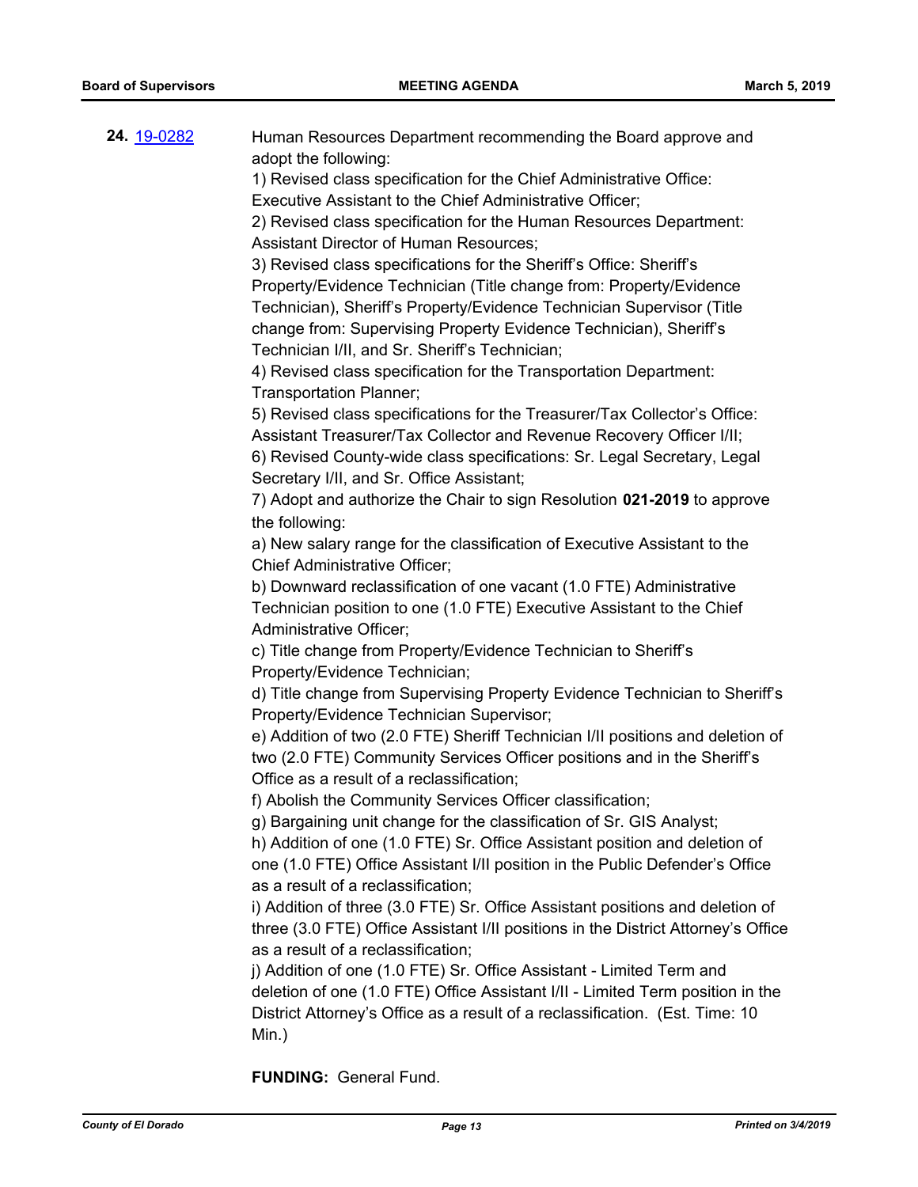**24.** [19-0282]

Human Resources Department recommending the Board approve and adopt the following:
1) Revised class specification for the Chief Administrative Office: Executive Assistant to the Chief Administrative Officer;
2) Revised class specification for the Human Resources Department: Assistant Director of Human Resources;
3) Revised class specifications for the Sheriff's Office: Sheriff's Property/Evidence Technician (Title change from: Property/Evidence Technician), Sheriff's Property/Evidence Technician Supervisor (Title change from: Supervising Property Evidence Technician), Sheriff's Technician I/II, and Sr. Sheriff's Technician;
4) Revised class specification for the Transportation Department: Transportation Planner;
5) Revised class specifications for the Treasurer/Tax Collector's Office: Assistant Treasurer/Tax Collector and Revenue Recovery Officer I/II;
6) Revised County-wide class specifications: Sr. Legal Secretary, Legal Secretary I/II, and Sr. Office Assistant;
7) Adopt and authorize the Chair to sign Resolution **021-2019** to approve the following:
a) New salary range for the classification of Executive Assistant to the Chief Administrative Officer;
b) Downward reclassification of one vacant (1.0 FTE) Administrative Technician position to one (1.0 FTE) Executive Assistant to the Chief Administrative Officer;
c) Title change from Property/Evidence Technician to Sheriff's Property/Evidence Technician;
d) Title change from Supervising Property Evidence Technician to Sheriff's Property/Evidence Technician Supervisor;
e) Addition of two (2.0 FTE) Sheriff Technician I/II positions and deletion of two (2.0 FTE) Community Services Officer positions and in the Sheriff's Office as a result of a reclassification;
f) Abolish the Community Services Officer classification;
g) Bargaining unit change for the classification of Sr. GIS Analyst;
h) Addition of one (1.0 FTE) Sr. Office Assistant position and deletion of one (1.0 FTE) Office Assistant I/II position in the Public Defender's Office as a result of a reclassification;
i) Addition of three (3.0 FTE) Sr. Office Assistant positions and deletion of three (3.0 FTE) Office Assistant I/II positions in the District Attorney's Office as a result of a reclassification;
j) Addition of one (1.0 FTE) Sr. Office Assistant - Limited Term and deletion of one (1.0 FTE) Office Assistant I/II - Limited Term position in the District Attorney's Office as a result of a reclassification. (Est. Time: 10 Min.)

**FUNDING:** General Fund.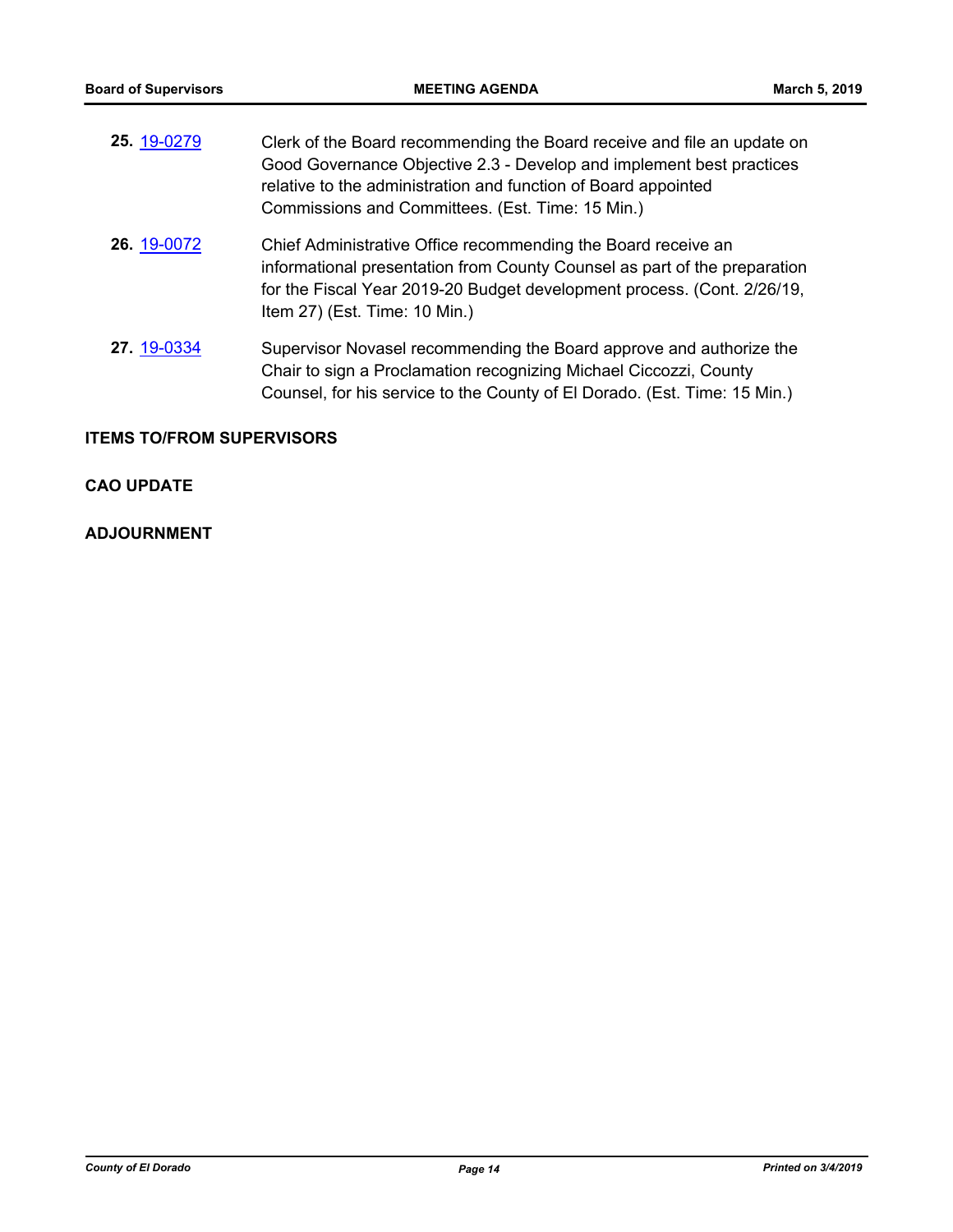**25.** 19-0279 Clerk of the Board recommending the Board receive and file an update on Good Governance Objective 2.3 - Develop and implement best practices relative to the administration and function of Board appointed Commissions and Committees. (Est. Time: 15 Min.)

**26.** 19-0072 Chief Administrative Office recommending the Board receive an informational presentation from County Counsel as part of the preparation for the Fiscal Year 2019-20 Budget development process. (Cont. 2/26/19, Item 27) (Est. Time: 10 Min.)

**27.** 19-0334 Supervisor Novasel recommending the Board approve and authorize the Chair to sign a Proclamation recognizing Michael Ciccozzi, County Counsel, for his service to the County of El Dorado. (Est. Time: 15 Min.)

**ITEMS TO/FROM SUPERVISORS**

**CAO UPDATE**

**ADJOURNMENT**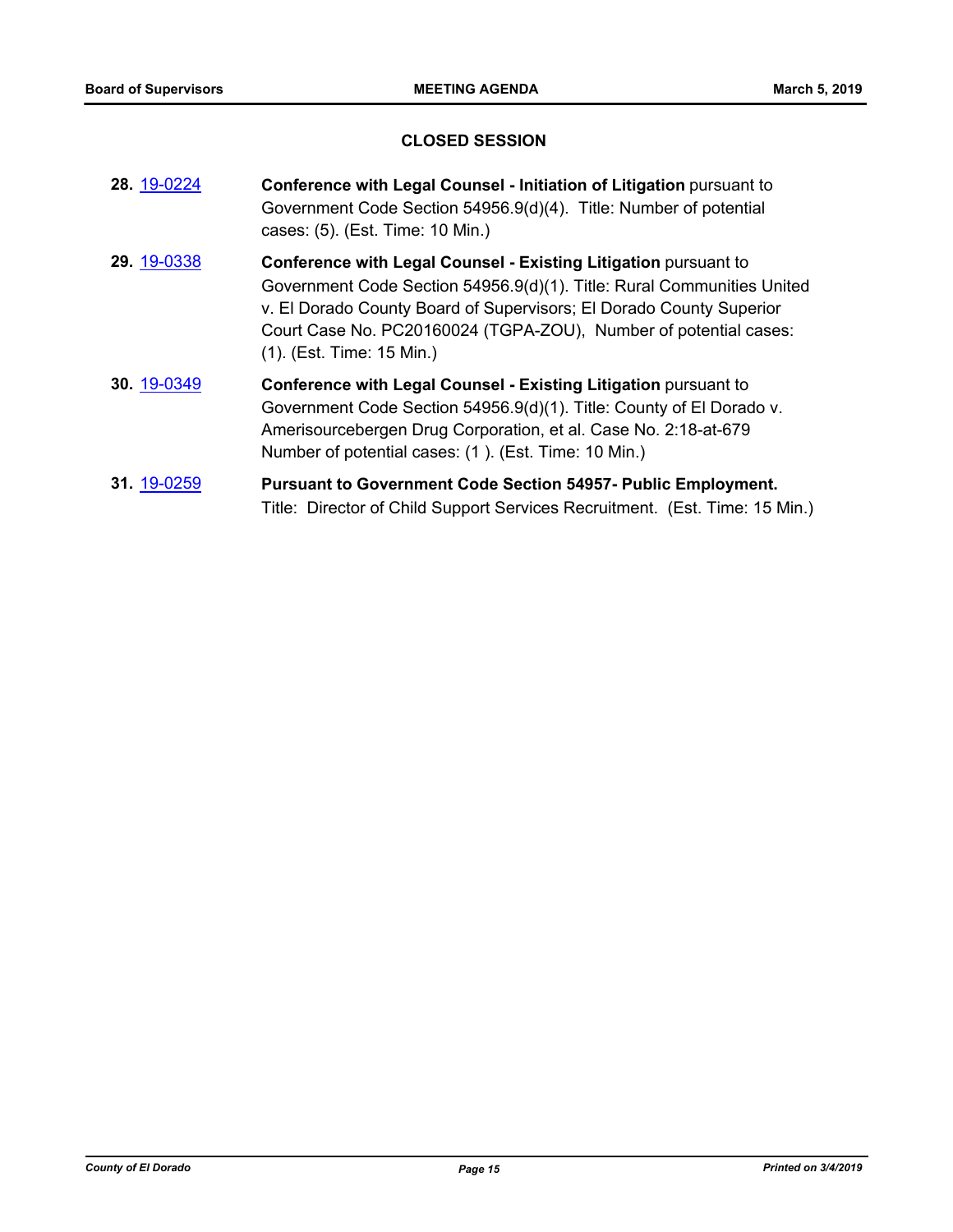## CLOSED SESSION

**28.** 19-0224 **Conference with Legal Counsel - Initiation of Litigation** pursuant to Government Code Section 54956.9(d)(4). Title: Number of potential cases: (5). (Est. Time: 10 Min.)

**29.** 19-0338 **Conference with Legal Counsel - Existing Litigation** pursuant to Government Code Section 54956.9(d)(1). Title: Rural Communities United v. El Dorado County Board of Supervisors; El Dorado County Superior Court Case No. PC20160024 (TGPA-ZOU), Number of potential cases: (1). (Est. Time: 15 Min.)

**30.** 19-0349 **Conference with Legal Counsel - Existing Litigation** pursuant to Government Code Section 54956.9(d)(1). Title: County of El Dorado v. Amerisourcebergen Drug Corporation, et al. Case No. 2:18-at-679 Number of potential cases: (1 ). (Est. Time: 10 Min.)

**31.** 19-0259 **Pursuant to Government Code Section 54957- Public Employment.** Title: Director of Child Support Services Recruitment. (Est. Time: 15 Min.)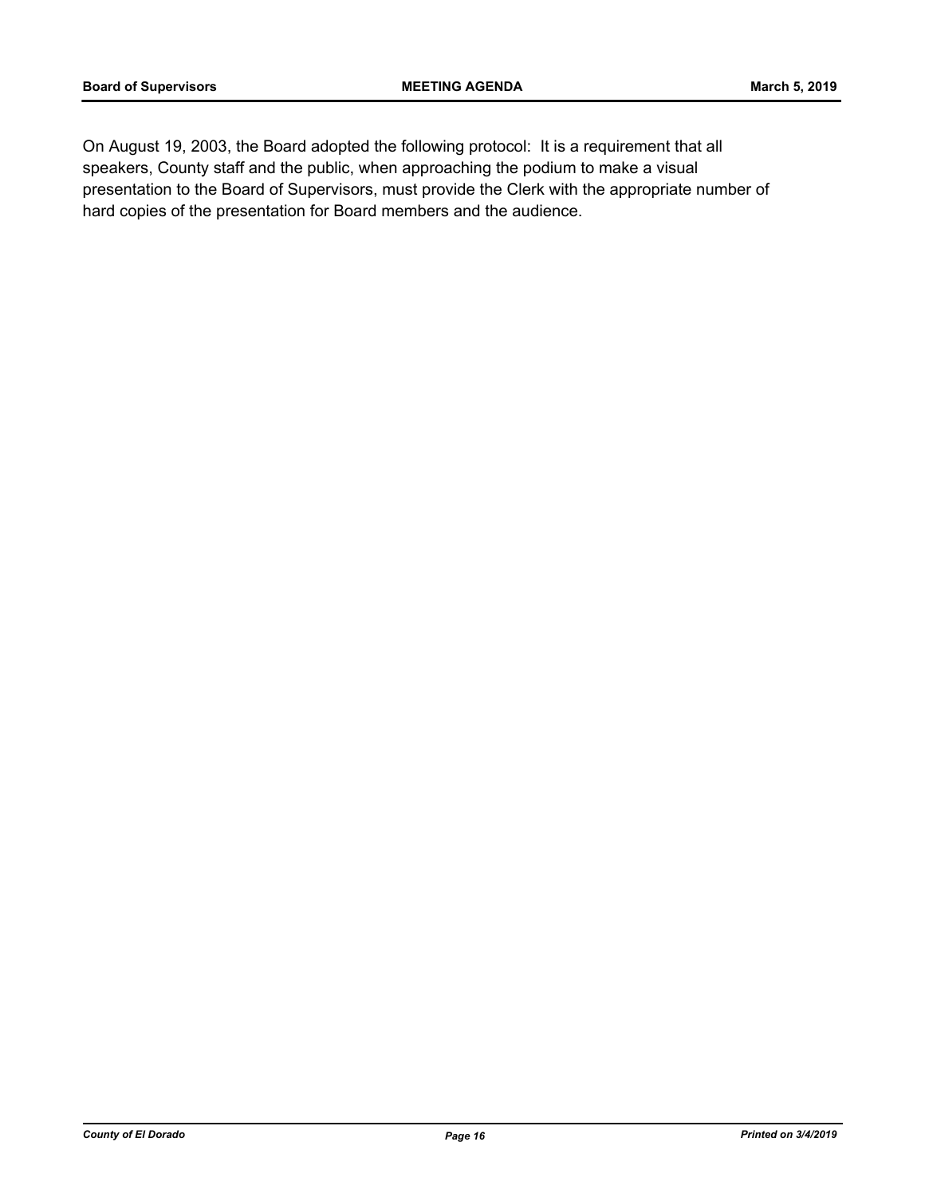On August 19, 2003, the Board adopted the following protocol: It is a requirement that all speakers, County staff and the public, when approaching the podium to make a visual presentation to the Board of Supervisors, must provide the Clerk with the appropriate number of hard copies of the presentation for Board members and the audience.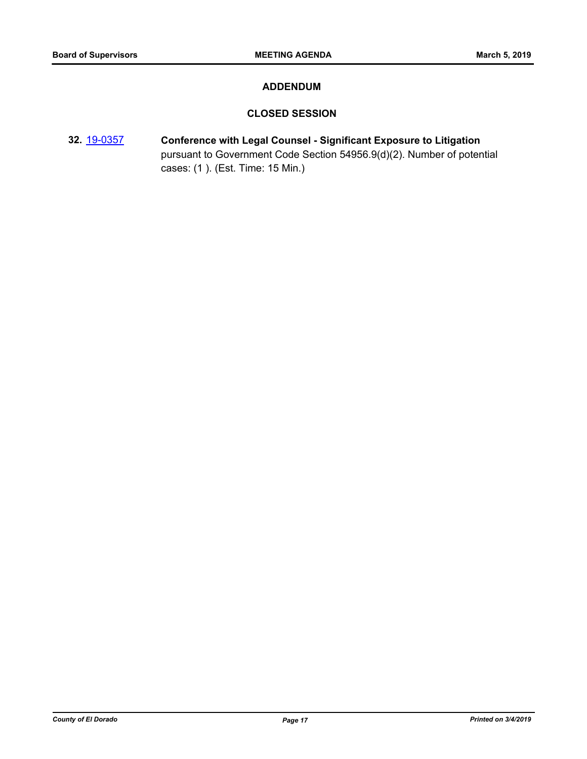## ADDENDUM

## CLOSED SESSION

**32.** 19-0357 **Conference with Legal Counsel - Significant Exposure to Litigation** pursuant to Government Code Section 54956.9(d)(2). Number of potential cases: (1 ). (Est. Time: 15 Min.)